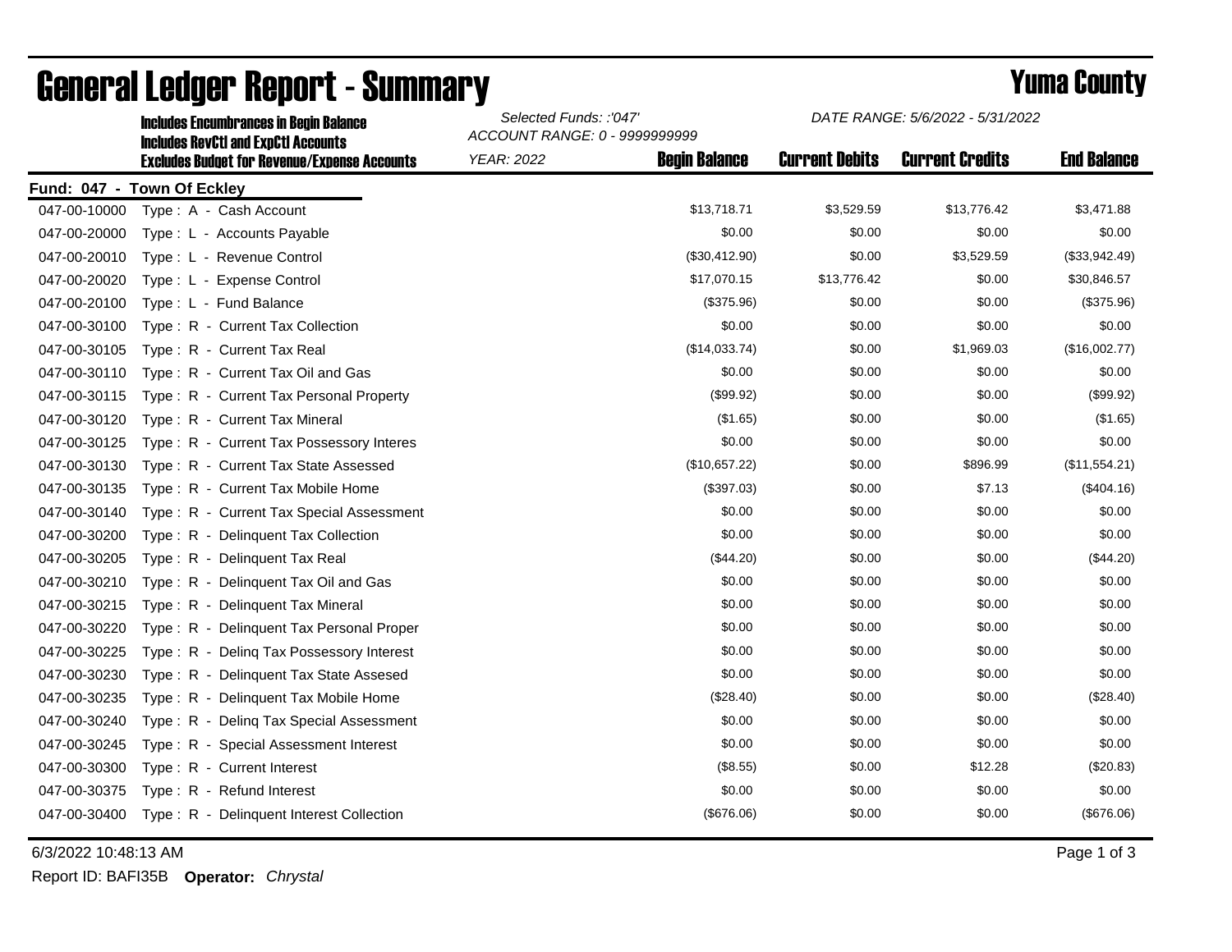# General Ledger Report - Summary

## Yuma County

**Includes Encumbrances in Begin Balance**
**Includes RevCtl and ExpCtl Accounts**
**Excludes Budget for Revenue/Expense Accounts**

*Selected Funds: :'047'*
*ACCOUNT RANGE: 0 - 9999999999*
*YEAR: 2022*
*DATE RANGE: 5/6/2022 - 5/31/2022*

**Fund: 047 - Town Of Eckley**

| Account | Description | Begin Balance | Current Debits | Current Credits | End Balance |
|---|---|---|---|---|---|
| 047-00-10000 | Type : A - Cash Account | $13,718.71 | $3,529.59 | $13,776.42 | $3,471.88 |
| 047-00-20000 | Type : L - Accounts Payable | $0.00 | $0.00 | $0.00 | $0.00 |
| 047-00-20010 | Type : L - Revenue Control | ($30,412.90) | $0.00 | $3,529.59 | ($33,942.49) |
| 047-00-20020 | Type : L - Expense Control | $17,070.15 | $13,776.42 | $0.00 | $30,846.57 |
| 047-00-20100 | Type : L - Fund Balance | ($375.96) | $0.00 | $0.00 | ($375.96) |
| 047-00-30100 | Type : R - Current Tax Collection | $0.00 | $0.00 | $0.00 | $0.00 |
| 047-00-30105 | Type : R - Current Tax Real | ($14,033.74) | $0.00 | $1,969.03 | ($16,002.77) |
| 047-00-30110 | Type : R - Current Tax Oil and Gas | $0.00 | $0.00 | $0.00 | $0.00 |
| 047-00-30115 | Type : R - Current Tax Personal Property | ($99.92) | $0.00 | $0.00 | ($99.92) |
| 047-00-30120 | Type : R - Current Tax Mineral | ($1.65) | $0.00 | $0.00 | ($1.65) |
| 047-00-30125 | Type : R - Current Tax Possessory Interes | $0.00 | $0.00 | $0.00 | $0.00 |
| 047-00-30130 | Type : R - Current Tax State Assessed | ($10,657.22) | $0.00 | $896.99 | ($11,554.21) |
| 047-00-30135 | Type : R - Current Tax Mobile Home | ($397.03) | $0.00 | $7.13 | ($404.16) |
| 047-00-30140 | Type : R - Current Tax Special Assessment | $0.00 | $0.00 | $0.00 | $0.00 |
| 047-00-30200 | Type : R - Delinquent Tax Collection | $0.00 | $0.00 | $0.00 | $0.00 |
| 047-00-30205 | Type : R - Delinquent Tax Real | ($44.20) | $0.00 | $0.00 | ($44.20) |
| 047-00-30210 | Type : R - Delinquent Tax Oil and Gas | $0.00 | $0.00 | $0.00 | $0.00 |
| 047-00-30215 | Type : R - Delinquent Tax Mineral | $0.00 | $0.00 | $0.00 | $0.00 |
| 047-00-30220 | Type : R - Delinquent Tax Personal Proper | $0.00 | $0.00 | $0.00 | $0.00 |
| 047-00-30225 | Type : R - Delinq Tax Possessory Interest | $0.00 | $0.00 | $0.00 | $0.00 |
| 047-00-30230 | Type : R - Delinquent Tax State Assesed | $0.00 | $0.00 | $0.00 | $0.00 |
| 047-00-30235 | Type : R - Delinquent Tax Mobile Home | ($28.40) | $0.00 | $0.00 | ($28.40) |
| 047-00-30240 | Type : R - Delinq Tax Special Assessment | $0.00 | $0.00 | $0.00 | $0.00 |
| 047-00-30245 | Type : R - Special Assessment Interest | $0.00 | $0.00 | $0.00 | $0.00 |
| 047-00-30300 | Type : R - Current Interest | ($8.55) | $0.00 | $12.28 | ($20.83) |
| 047-00-30375 | Type : R - Refund Interest | $0.00 | $0.00 | $0.00 | $0.00 |
| 047-00-30400 | Type : R - Delinquent Interest Collection | ($676.06) | $0.00 | $0.00 | ($676.06) |

6/3/2022 10:48:13 AM

Report ID: BAFI35B **Operator:** *Chrystal*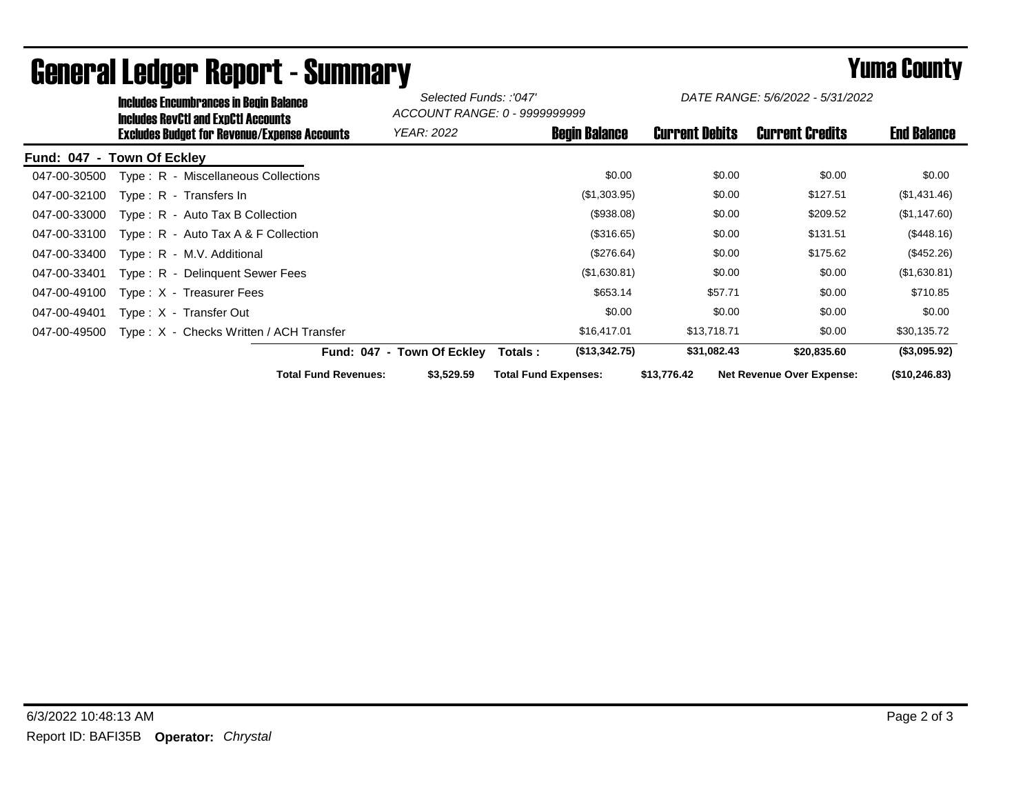# General Ledger Report - Summary

## Yuma County

**Includes Encumbrances in Begin Balance**
**Includes RevCtl and ExpCtl Accounts**
**Excludes Budget for Revenue/Expense Accounts**

*Selected Funds: :'047'*
*ACCOUNT RANGE: 0 - 9999999999*
*YEAR: 2022*

*DATE RANGE: 5/6/2022 - 5/31/2022*

**Fund: 047 - Town Of Eckley**

| Account | Description | Begin Balance | Current Debits | Current Credits | End Balance |
|---|---|---|---|---|---|
| 047-00-30500 | Type : R - Miscellaneous Collections | $0.00 | $0.00 | $0.00 | $0.00 |
| 047-00-32100 | Type : R - Transfers In | ($1,303.95) | $0.00 | $127.51 | ($1,431.46) |
| 047-00-33000 | Type : R - Auto Tax B Collection | ($938.08) | $0.00 | $209.52 | ($1,147.60) |
| 047-00-33100 | Type : R - Auto Tax A & F Collection | ($316.65) | $0.00 | $131.51 | ($448.16) |
| 047-00-33400 | Type : R - M.V. Additional | ($276.64) | $0.00 | $175.62 | ($452.26) |
| 047-00-33401 | Type : R - Delinquent Sewer Fees | ($1,630.81) | $0.00 | $0.00 | ($1,630.81) |
| 047-00-49100 | Type : X - Treasurer Fees | $653.14 | $57.71 | $0.00 | $710.85 |
| 047-00-49401 | Type : X - Transfer Out | $0.00 | $0.00 | $0.00 | $0.00 |
| 047-00-49500 | Type : X - Checks Written / ACH Transfer | $16,417.01 | $13,718.71 | $0.00 | $30,135.72 |
| | **Fund: 047 - Town Of Eckley Totals :** | **($13,342.75)** | **$31,082.43** | **$20,835.60** | **($3,095.92)** |

**Total Fund Revenues:** $3,529.59 **Total Fund Expenses:** $13,776.42 **Net Revenue Over Expense:** ($10,246.83)

6/3/2022 10:48:13 AM

Report ID: BAFI35B **Operator:** *Chrystal*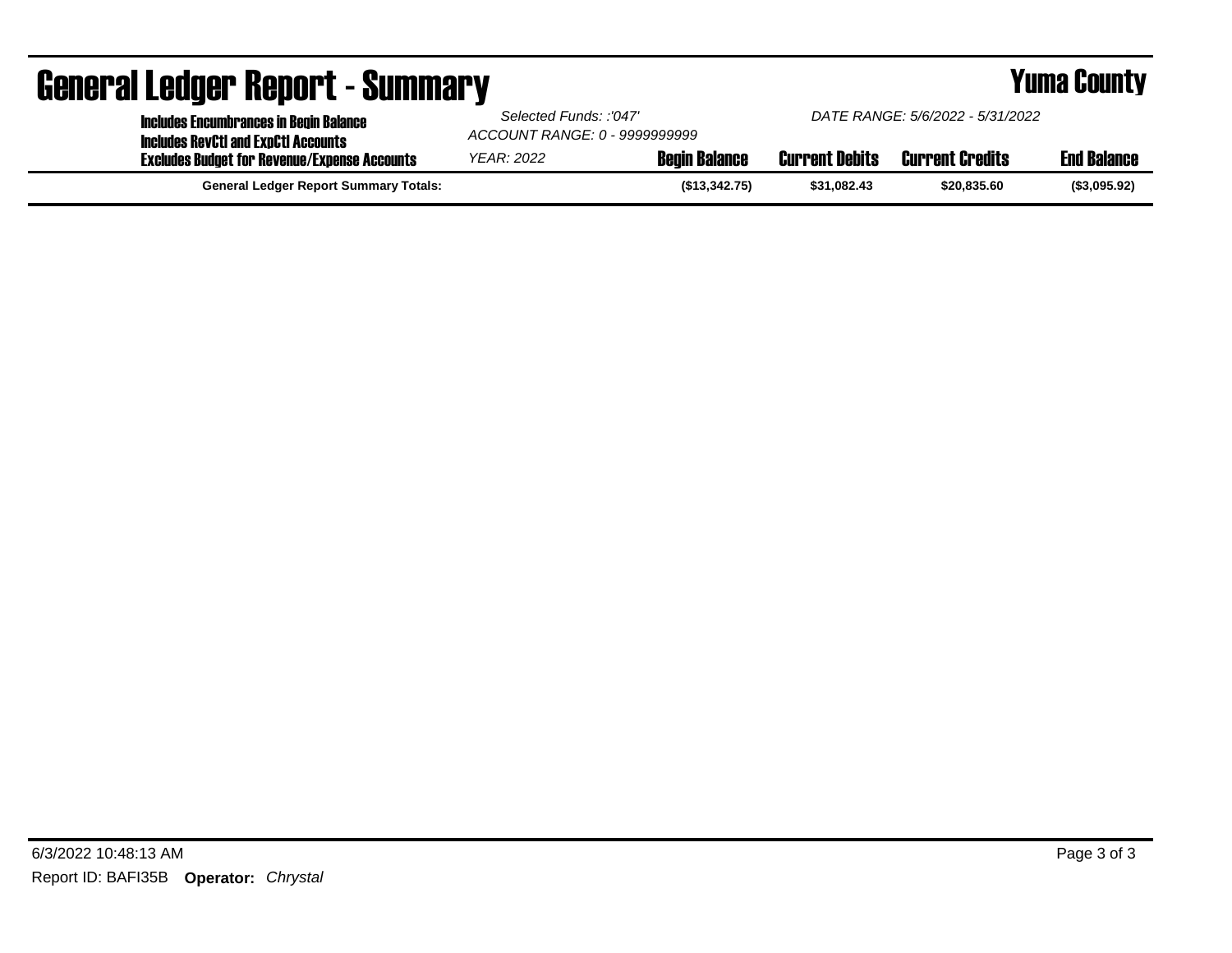# General Ledger Report - Summary

**Yuma County**

Includes Encumbrances in Begin Balance
Includes RevCtl and ExpCtl Accounts
Excludes Budget for Revenue/Expense Accounts

*Selected Funds: :'047'*
*ACCOUNT RANGE: 0 - 9999999999*
*YEAR: 2022*

*DATE RANGE: 5/6/2022 - 5/31/2022*

| | Begin Balance | Current Debits | Current Credits | End Balance |
|---|---|---|---|---|
| **General Ledger Report Summary Totals:** | **($13,342.75)** | **$31,082.43** | **$20,835.60** | **($3,095.92)** |

6/3/2022 10:48:13 AM
Report ID: BAFI35B **Operator:** *Chrystal*